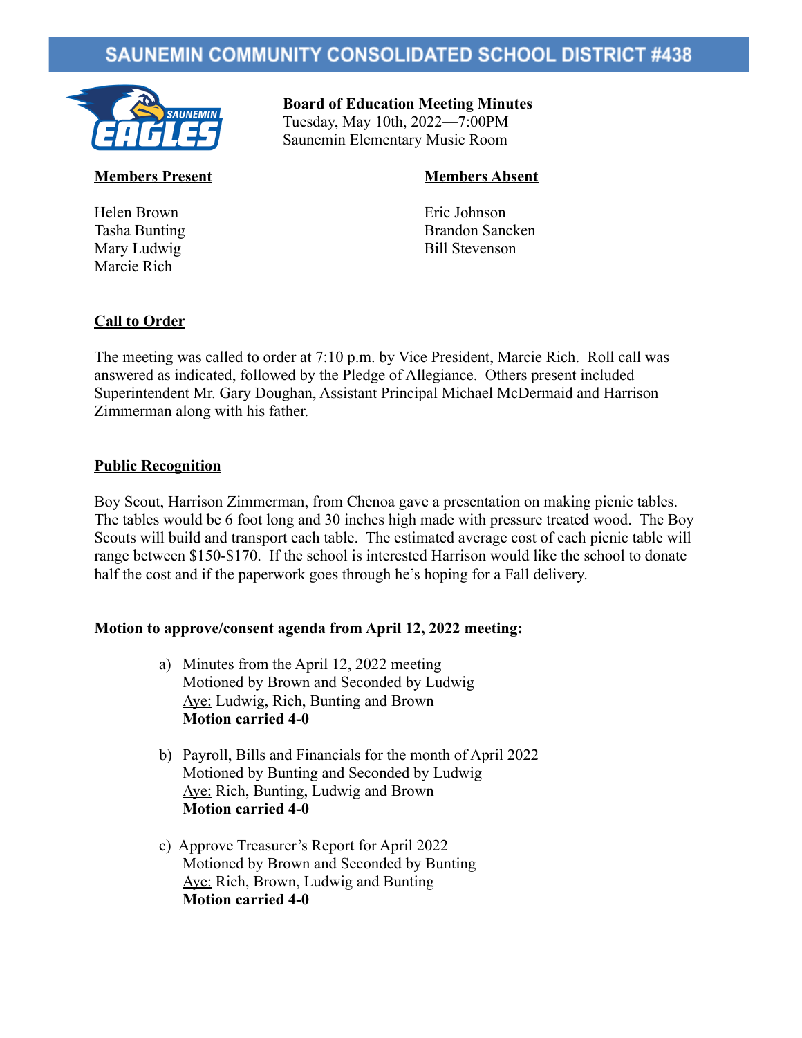# SAUNEMIN COMMUNITY CONSOLIDATED SCHOOL DISTRICT #438

**Board of Education Meeting Minutes**
Tuesday, May 10th, 2022—7:00PM
Saunemin Elementary Music Room

**Members Present**

Helen Brown
Tasha Bunting
Mary Ludwig
Marcie Rich

**Members Absent**

Eric Johnson
Brandon Sancken
Bill Stevenson

## Call to Order

The meeting was called to order at 7:10 p.m. by Vice President, Marcie Rich. Roll call was answered as indicated, followed by the Pledge of Allegiance. Others present included Superintendent Mr. Gary Doughan, Assistant Principal Michael McDermaid and Harrison Zimmerman along with his father.

## Public Recognition

Boy Scout, Harrison Zimmerman, from Chenoa gave a presentation on making picnic tables. The tables would be 6 foot long and 30 inches high made with pressure treated wood. The Boy Scouts will build and transport each table. The estimated average cost of each picnic table will range between $150-$170. If the school is interested Harrison would like the school to donate half the cost and if the paperwork goes through he's hoping for a Fall delivery.

**Motion to approve/consent agenda from April 12, 2022 meeting:**

a) Minutes from the April 12, 2022 meeting
   Motioned by Brown and Seconded by Ludwig
   Aye: Ludwig, Rich, Bunting and Brown
   **Motion carried 4-0**

b) Payroll, Bills and Financials for the month of April 2022
   Motioned by Bunting and Seconded by Ludwig
   Aye: Rich, Bunting, Ludwig and Brown
   **Motion carried 4-0**

c) Approve Treasurer's Report for April 2022
   Motioned by Brown and Seconded by Bunting
   Aye: Rich, Brown, Ludwig and Bunting
   **Motion carried 4-0**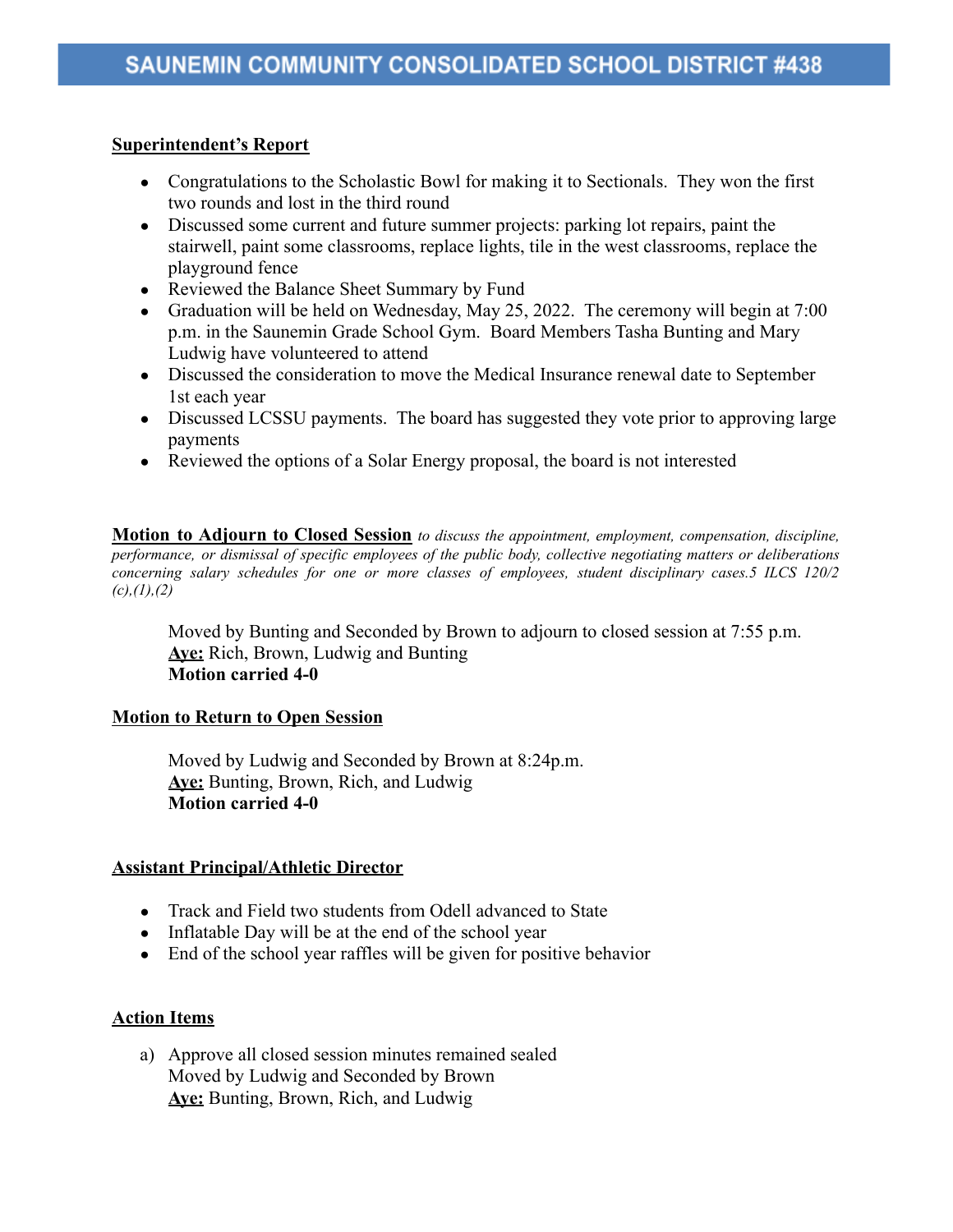**Superintendent's Report**

- Congratulations to the Scholastic Bowl for making it to Sectionals. They won the first two rounds and lost in the third round
- Discussed some current and future summer projects: parking lot repairs, paint the stairwell, paint some classrooms, replace lights, tile in the west classrooms, replace the playground fence
- Reviewed the Balance Sheet Summary by Fund
- Graduation will be held on Wednesday, May 25, 2022. The ceremony will begin at 7:00 p.m. in the Saunemin Grade School Gym. Board Members Tasha Bunting and Mary Ludwig have volunteered to attend
- Discussed the consideration to move the Medical Insurance renewal date to September 1st each year
- Discussed LCSSU payments. The board has suggested they vote prior to approving large payments
- Reviewed the options of a Solar Energy proposal, the board is not interested

**Motion to Adjourn to Closed Session** *to discuss the appointment, employment, compensation, discipline, performance, or dismissal of specific employees of the public body, collective negotiating matters or deliberations concerning salary schedules for one or more classes of employees, student disciplinary cases.5 ILCS 120/2 (c),(1),(2)*

Moved by Bunting and Seconded by Brown to adjourn to closed session at 7:55 p.m.
**Aye:** Rich, Brown, Ludwig and Bunting
**Motion carried 4-0**

**Motion to Return to Open Session**

Moved by Ludwig and Seconded by Brown at 8:24p.m.
**Aye:** Bunting, Brown, Rich, and Ludwig
**Motion carried 4-0**

**Assistant Principal/Athletic Director**

- Track and Field two students from Odell advanced to State
- Inflatable Day will be at the end of the school year
- End of the school year raffles will be given for positive behavior

**Action Items**

a) Approve all closed session minutes remained sealed
Moved by Ludwig and Seconded by Brown
**Aye:** Bunting, Brown, Rich, and Ludwig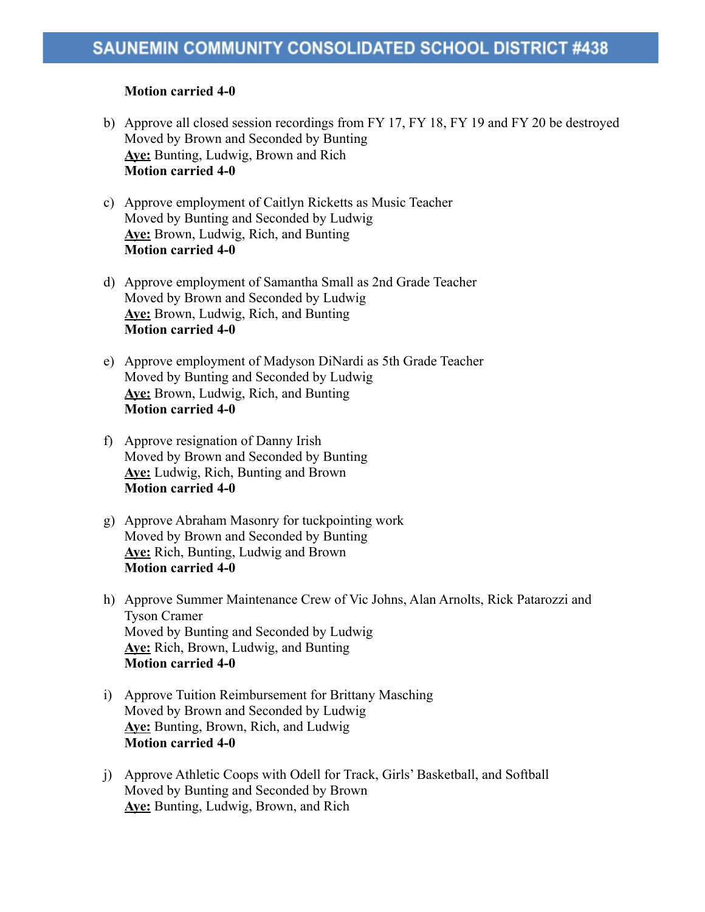**Motion carried 4-0**

b) Approve all closed session recordings from FY 17, FY 18, FY 19 and FY 20 be destroyed
Moved by Brown and Seconded by Bunting
**Aye:** Bunting, Ludwig, Brown and Rich
**Motion carried 4-0**

c) Approve employment of Caitlyn Ricketts as Music Teacher
Moved by Bunting and Seconded by Ludwig
**Aye:** Brown, Ludwig, Rich, and Bunting
**Motion carried 4-0**

d) Approve employment of Samantha Small as 2nd Grade Teacher
Moved by Brown and Seconded by Ludwig
**Aye:** Brown, Ludwig, Rich, and Bunting
**Motion carried 4-0**

e) Approve employment of Madyson DiNardi as 5th Grade Teacher
Moved by Bunting and Seconded by Ludwig
**Aye:** Brown, Ludwig, Rich, and Bunting
**Motion carried 4-0**

f) Approve resignation of Danny Irish
Moved by Brown and Seconded by Bunting
**Aye:** Ludwig, Rich, Bunting and Brown
**Motion carried 4-0**

g) Approve Abraham Masonry for tuckpointing work
Moved by Brown and Seconded by Bunting
**Aye:** Rich, Bunting, Ludwig and Brown
**Motion carried 4-0**

h) Approve Summer Maintenance Crew of Vic Johns, Alan Arnolts, Rick Patarozzi and Tyson Cramer
Moved by Bunting and Seconded by Ludwig
**Aye:** Rich, Brown, Ludwig, and Bunting
**Motion carried 4-0**

i) Approve Tuition Reimbursement for Brittany Masching
Moved by Brown and Seconded by Ludwig
**Aye:** Bunting, Brown, Rich, and Ludwig
**Motion carried 4-0**

j) Approve Athletic Coops with Odell for Track, Girls' Basketball, and Softball
Moved by Bunting and Seconded by Brown
**Aye:** Bunting, Ludwig, Brown, and Rich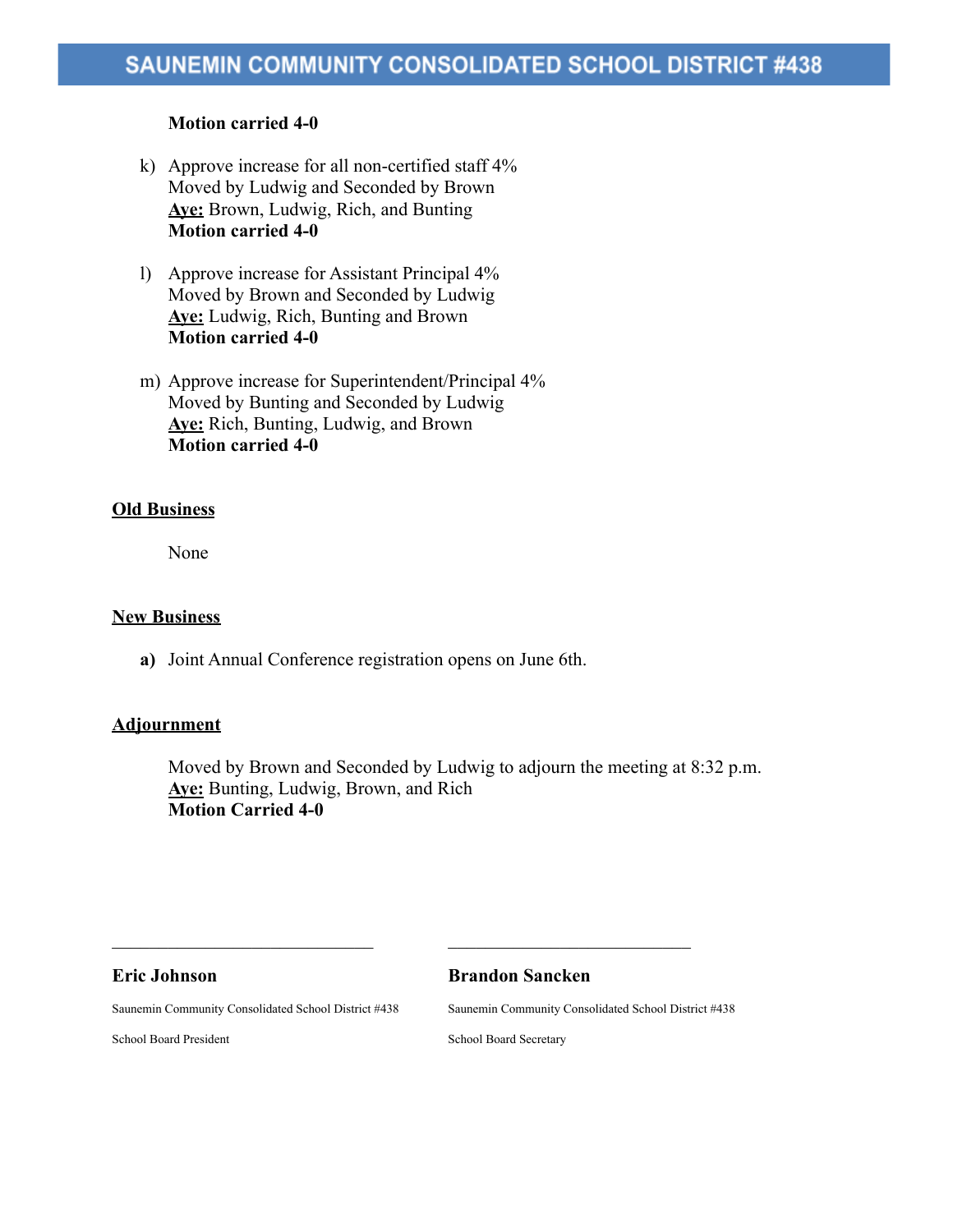**Motion carried 4-0**

k) Approve increase for all non-certified staff 4%
Moved by Ludwig and Seconded by Brown
**Aye:** Brown, Ludwig, Rich, and Bunting
**Motion carried 4-0**

l) Approve increase for Assistant Principal 4%
Moved by Brown and Seconded by Ludwig
**Aye:** Ludwig, Rich, Bunting and Brown
**Motion carried 4-0**

m) Approve increase for Superintendent/Principal 4%
Moved by Bunting and Seconded by Ludwig
**Aye:** Rich, Bunting, Ludwig, and Brown
**Motion carried 4-0**

## Old Business

None

## New Business

**a)** Joint Annual Conference registration opens on June 6th.

## Adjournment

Moved by Brown and Seconded by Ludwig to adjourn the meeting at 8:32 p.m.
**Aye:** Bunting, Ludwig, Brown, and Rich
**Motion Carried 4-0**

______________________________

**Eric Johnson**

Saunemin Community Consolidated School District #438

School Board President

______________________________

**Brandon Sancken**

Saunemin Community Consolidated School District #438

School Board Secretary